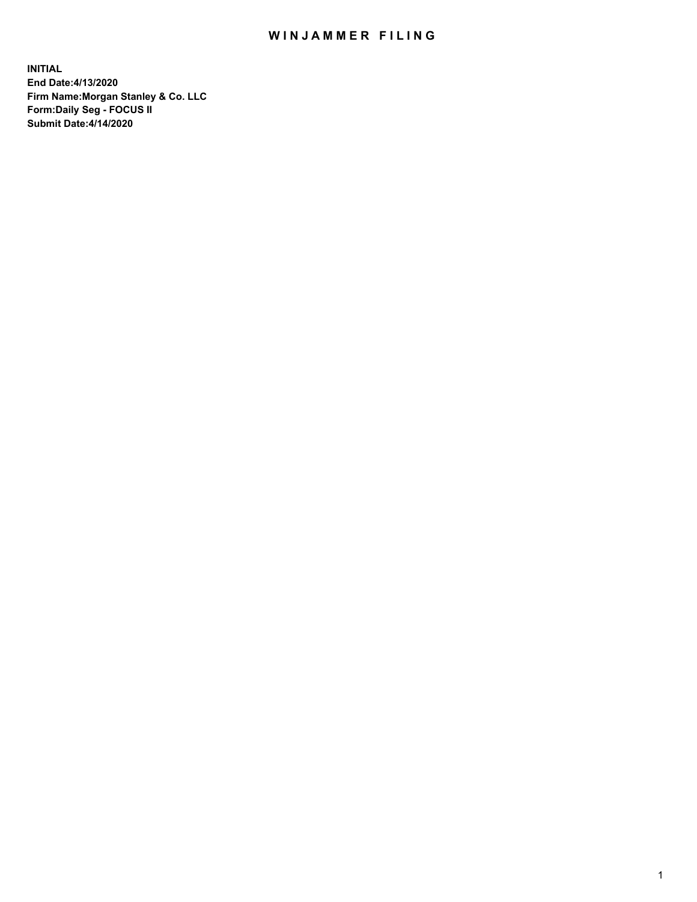# WINJAMMER FILING

**INITIAL**
**End Date:4/13/2020**
**Firm Name:Morgan Stanley & Co. LLC**
**Form:Daily Seg - FOCUS II**
**Submit Date:4/14/2020**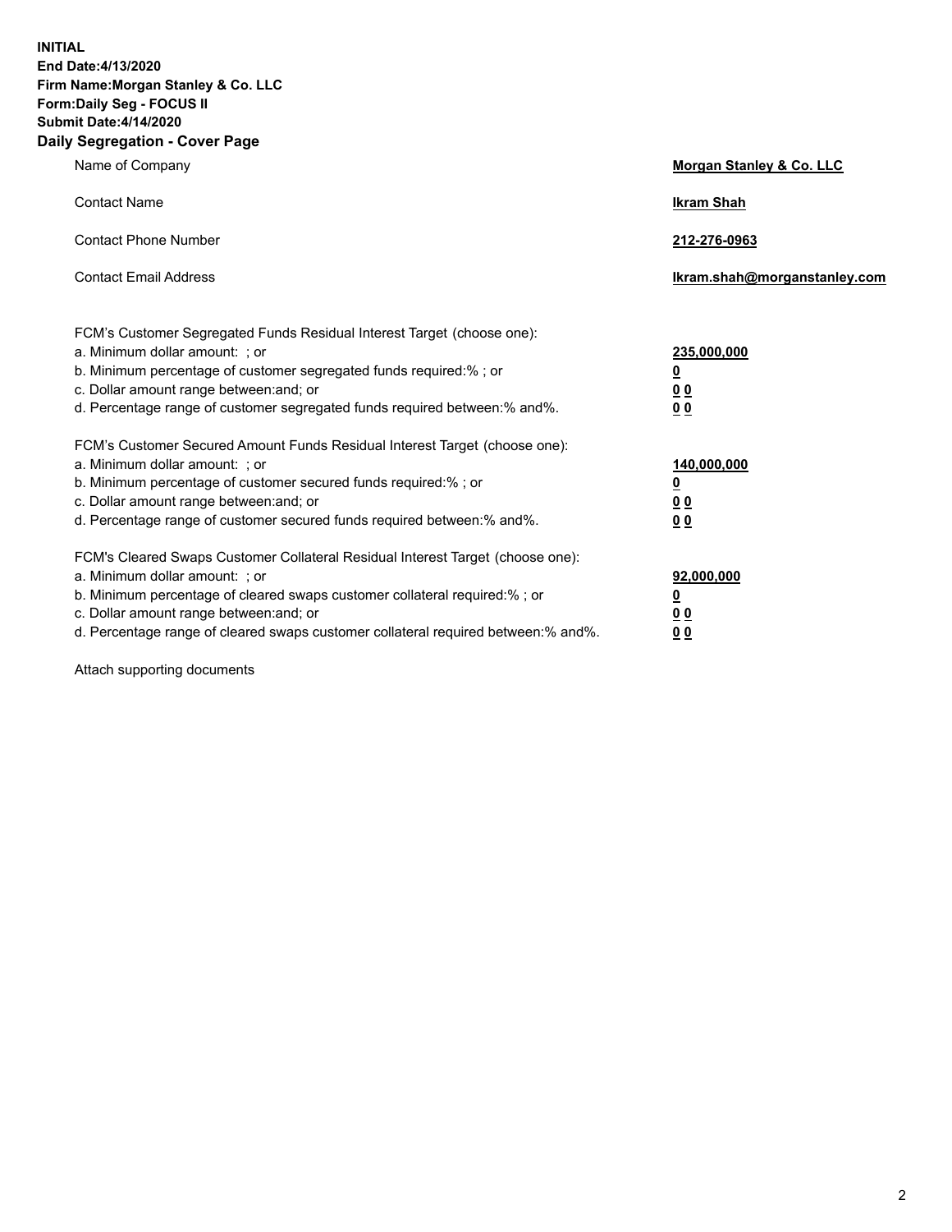**INITIAL**
**End Date:4/13/2020**
**Firm Name:Morgan Stanley & Co. LLC**
**Form:Daily Seg - FOCUS II**
**Submit Date:4/14/2020**

## Daily Segregation - Cover Page

| | |
|---|---|
| Name of Company | **Morgan Stanley & Co. LLC** |
| Contact Name | **Ikram Shah** |
| Contact Phone Number | **212-276-0963** |
| Contact Email Address | **Ikram.shah@morganstanley.com** |

FCM's Customer Segregated Funds Residual Interest Target (choose one):

| | |
|---|---|
| a. Minimum dollar amount: ; or | **235,000,000** |
| b. Minimum percentage of customer segregated funds required:% ; or | **0** |
| c. Dollar amount range between:and; or | **0 0** |
| d. Percentage range of customer segregated funds required between:% and%. | **0 0** |

FCM's Customer Secured Amount Funds Residual Interest Target (choose one):

| | |
|---|---|
| a. Minimum dollar amount: ; or | **140,000,000** |
| b. Minimum percentage of customer secured funds required:% ; or | **0** |
| c. Dollar amount range between:and; or | **0 0** |
| d. Percentage range of customer secured funds required between:% and%. | **0 0** |

FCM's Cleared Swaps Customer Collateral Residual Interest Target (choose one):

| | |
|---|---|
| a. Minimum dollar amount: ; or | **92,000,000** |
| b. Minimum percentage of cleared swaps customer collateral required:% ; or | **0** |
| c. Dollar amount range between:and; or | **0 0** |
| d. Percentage range of cleared swaps customer collateral required between:% and%. | **0 0** |

Attach supporting documents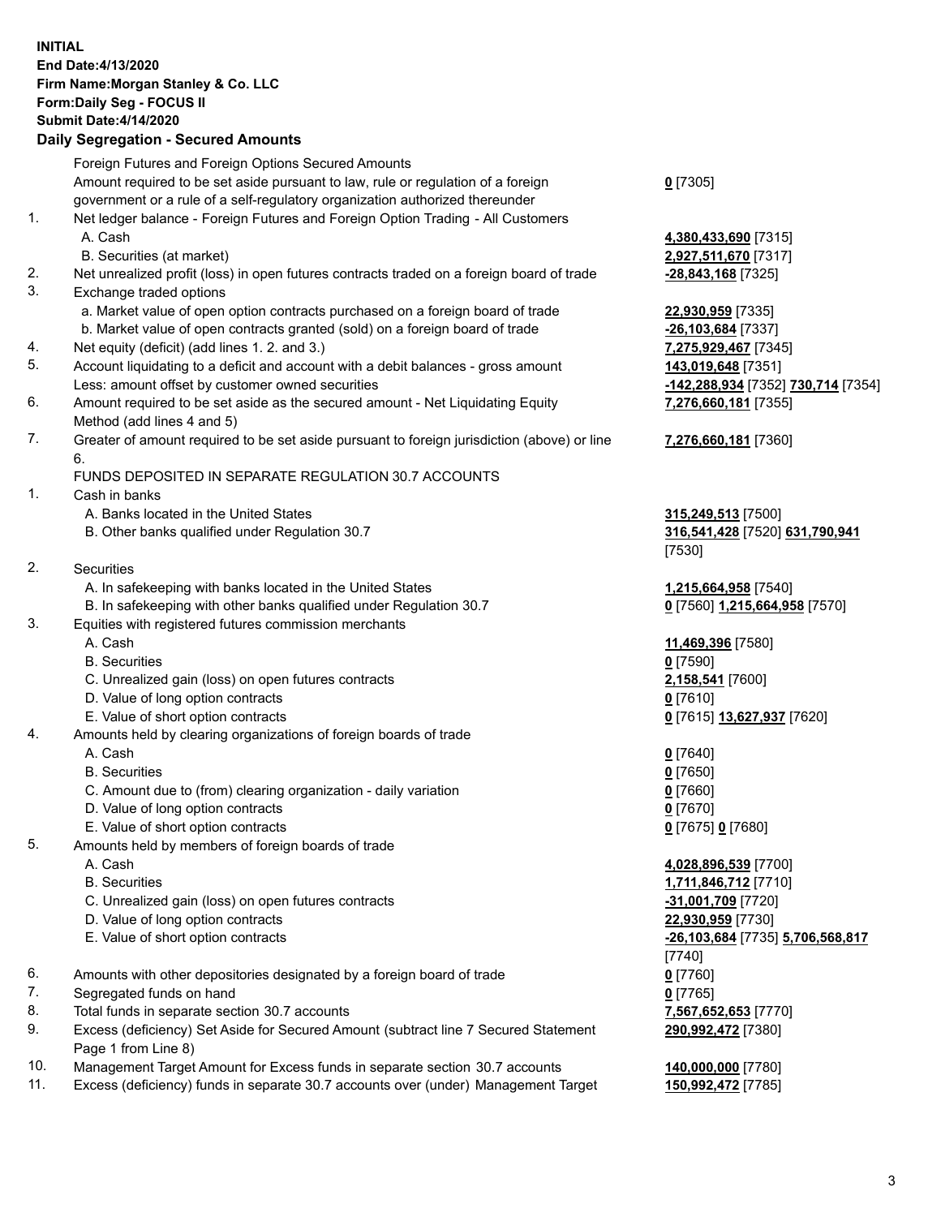**INITIAL**
**End Date:4/13/2020**
**Firm Name:Morgan Stanley & Co. LLC**
**Form:Daily Seg - FOCUS II**
**Submit Date:4/14/2020**

## Daily Segregation - Secured Amounts

| | | |
|---|---|---|
| | Foreign Futures and Foreign Options Secured Amounts | |
| | Amount required to be set aside pursuant to law, rule or regulation of a foreign government or a rule of a self-regulatory organization authorized thereunder | **0** [7305] |
| 1. | Net ledger balance - Foreign Futures and Foreign Option Trading - All Customers | |
| | A. Cash | **4,380,433,690** [7315] |
| | B. Securities (at market) | **2,927,511,670** [7317] |
| 2. | Net unrealized profit (loss) in open futures contracts traded on a foreign board of trade | **-28,843,168** [7325] |
| 3. | Exchange traded options | |
| | a. Market value of open option contracts purchased on a foreign board of trade | **22,930,959** [7335] |
| | b. Market value of open contracts granted (sold) on a foreign board of trade | **-26,103,684** [7337] |
| 4. | Net equity (deficit) (add lines 1. 2. and 3.) | **7,275,929,467** [7345] |
| 5. | Account liquidating to a deficit and account with a debit balances - gross amount | **143,019,648** [7351] |
| | Less: amount offset by customer owned securities | **-142,288,934** [7352] **730,714** [7354] |
| 6. | Amount required to be set aside as the secured amount - Net Liquidating Equity Method (add lines 4 and 5) | **7,276,660,181** [7355] |
| 7. | Greater of amount required to be set aside pursuant to foreign jurisdiction (above) or line 6. | **7,276,660,181** [7360] |
| | FUNDS DEPOSITED IN SEPARATE REGULATION 30.7 ACCOUNTS | |
| 1. | Cash in banks | |
| | A. Banks located in the United States | **315,249,513** [7500] |
| | B. Other banks qualified under Regulation 30.7 | **316,541,428** [7520] **631,790,941** [7530] |
| 2. | Securities | |
| | A. In safekeeping with banks located in the United States | **1,215,664,958** [7540] |
| | B. In safekeeping with other banks qualified under Regulation 30.7 | **0** [7560] **1,215,664,958** [7570] |
| 3. | Equities with registered futures commission merchants | |
| | A. Cash | **11,469,396** [7580] |
| | B. Securities | **0** [7590] |
| | C. Unrealized gain (loss) on open futures contracts | **2,158,541** [7600] |
| | D. Value of long option contracts | **0** [7610] |
| | E. Value of short option contracts | **0** [7615] **13,627,937** [7620] |
| 4. | Amounts held by clearing organizations of foreign boards of trade | |
| | A. Cash | **0** [7640] |
| | B. Securities | **0** [7650] |
| | C. Amount due to (from) clearing organization - daily variation | **0** [7660] |
| | D. Value of long option contracts | **0** [7670] |
| | E. Value of short option contracts | **0** [7675] **0** [7680] |
| 5. | Amounts held by members of foreign boards of trade | |
| | A. Cash | **4,028,896,539** [7700] |
| | B. Securities | **1,711,846,712** [7710] |
| | C. Unrealized gain (loss) on open futures contracts | **-31,001,709** [7720] |
| | D. Value of long option contracts | **22,930,959** [7730] |
| | E. Value of short option contracts | **-26,103,684** [7735] **5,706,568,817** [7740] |
| 6. | Amounts with other depositories designated by a foreign board of trade | **0** [7760] |
| 7. | Segregated funds on hand | **0** [7765] |
| 8. | Total funds in separate section 30.7 accounts | **7,567,652,653** [7770] |
| 9. | Excess (deficiency) Set Aside for Secured Amount (subtract line 7 Secured Statement Page 1 from Line 8) | **290,992,472** [7380] |
| 10. | Management Target Amount for Excess funds in separate section 30.7 accounts | **140,000,000** [7780] |
| 11. | Excess (deficiency) funds in separate 30.7 accounts over (under) Management Target | **150,992,472** [7785] |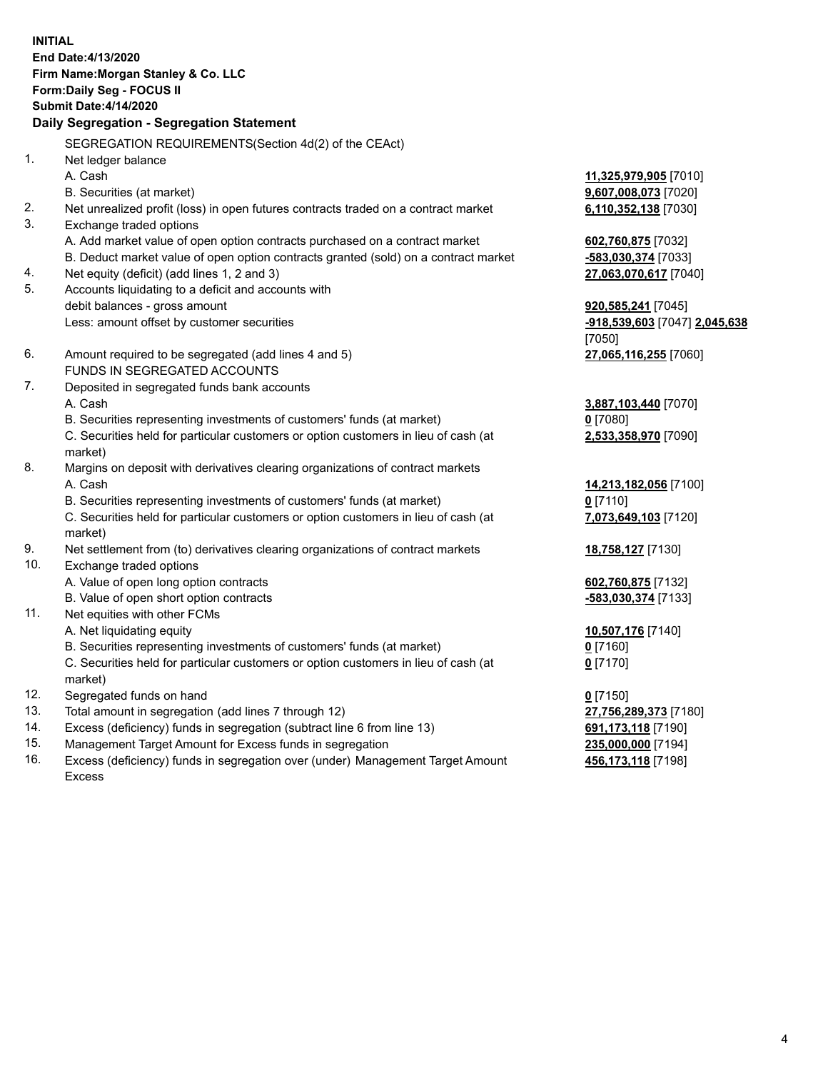**INITIAL**
**End Date:4/13/2020**
**Firm Name:Morgan Stanley & Co. LLC**
**Form:Daily Seg - FOCUS II**
**Submit Date:4/14/2020**

**Daily Segregation - Segregation Statement**

SEGREGATION REQUIREMENTS(Section 4d(2) of the CEAct)

| | | |
|---|---|---|
| 1. | Net ledger balance | |
| | A. Cash | **11,325,979,905** [7010] |
| | B. Securities (at market) | **9,607,008,073** [7020] |
| 2. | Net unrealized profit (loss) in open futures contracts traded on a contract market | **6,110,352,138** [7030] |
| 3. | Exchange traded options | |
| | A. Add market value of open option contracts purchased on a contract market | **602,760,875** [7032] |
| | B. Deduct market value of open option contracts granted (sold) on a contract market | **-583,030,374** [7033] |
| 4. | Net equity (deficit) (add lines 1, 2 and 3) | **27,063,070,617** [7040] |
| 5. | Accounts liquidating to a deficit and accounts with debit balances - gross amount | **920,585,241** [7045] |
| | Less: amount offset by customer securities | **-918,539,603** [7047] **2,045,638** [7050] |
| 6. | Amount required to be segregated (add lines 4 and 5) | **27,065,116,255** [7060] |
| | FUNDS IN SEGREGATED ACCOUNTS | |
| 7. | Deposited in segregated funds bank accounts | |
| | A. Cash | **3,887,103,440** [7070] |
| | B. Securities representing investments of customers' funds (at market) | **0** [7080] |
| | C. Securities held for particular customers or option customers in lieu of cash (at market) | **2,533,358,970** [7090] |
| 8. | Margins on deposit with derivatives clearing organizations of contract markets | |
| | A. Cash | **14,213,182,056** [7100] |
| | B. Securities representing investments of customers' funds (at market) | **0** [7110] |
| | C. Securities held for particular customers or option customers in lieu of cash (at market) | **7,073,649,103** [7120] |
| 9. | Net settlement from (to) derivatives clearing organizations of contract markets | **18,758,127** [7130] |
| 10. | Exchange traded options | |
| | A. Value of open long option contracts | **602,760,875** [7132] |
| | B. Value of open short option contracts | **-583,030,374** [7133] |
| 11. | Net equities with other FCMs | |
| | A. Net liquidating equity | **10,507,176** [7140] |
| | B. Securities representing investments of customers' funds (at market) | **0** [7160] |
| | C. Securities held for particular customers or option customers in lieu of cash (at market) | **0** [7170] |
| 12. | Segregated funds on hand | **0** [7150] |
| 13. | Total amount in segregation (add lines 7 through 12) | **27,756,289,373** [7180] |
| 14. | Excess (deficiency) funds in segregation (subtract line 6 from line 13) | **691,173,118** [7190] |
| 15. | Management Target Amount for Excess funds in segregation | **235,000,000** [7194] |
| 16. | Excess (deficiency) funds in segregation over (under) Management Target Amount Excess | **456,173,118** [7198] |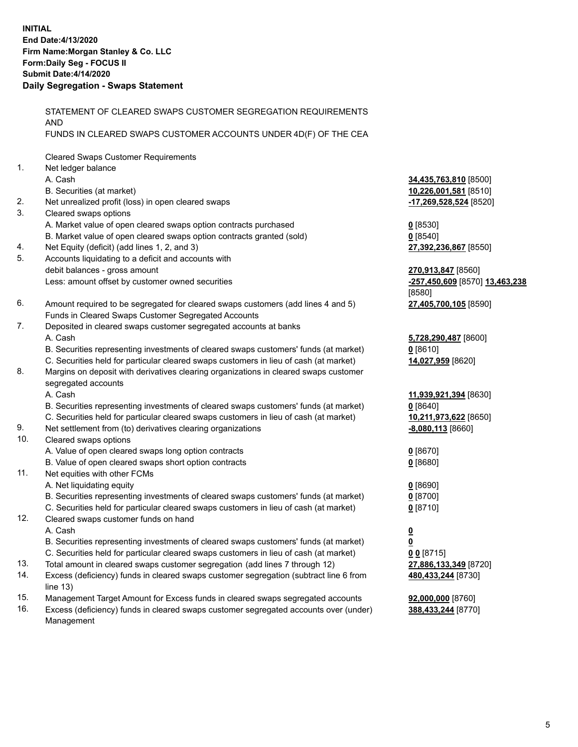**INITIAL**
**End Date:4/13/2020**
**Firm Name:Morgan Stanley & Co. LLC**
**Form:Daily Seg - FOCUS II**
**Submit Date:4/14/2020**
**Daily Segregation - Swaps Statement**

STATEMENT OF CLEARED SWAPS CUSTOMER SEGREGATION REQUIREMENTS AND
FUNDS IN CLEARED SWAPS CUSTOMER ACCOUNTS UNDER 4D(F) OF THE CEA

| | | |
|---|---|---|
| | Cleared Swaps Customer Requirements | |
| 1. | Net ledger balance | |
| | A. Cash | **34,435,763,810** [8500] |
| | B. Securities (at market) | **10,226,001,581** [8510] |
| 2. | Net unrealized profit (loss) in open cleared swaps | **-17,269,528,524** [8520] |
| 3. | Cleared swaps options | |
| | A. Market value of open cleared swaps option contracts purchased | **0** [8530] |
| | B. Market value of open cleared swaps option contracts granted (sold) | **0** [8540] |
| 4. | Net Equity (deficit) (add lines 1, 2, and 3) | **27,392,236,867** [8550] |
| 5. | Accounts liquidating to a deficit and accounts with | |
| | debit balances - gross amount | **270,913,847** [8560] |
| | Less: amount offset by customer owned securities | **-257,450,609** [8570] **13,463,238** [8580] |
| 6. | Amount required to be segregated for cleared swaps customers (add lines 4 and 5) | **27,405,700,105** [8590] |
| | Funds in Cleared Swaps Customer Segregated Accounts | |
| 7. | Deposited in cleared swaps customer segregated accounts at banks | |
| | A. Cash | **5,728,290,487** [8600] |
| | B. Securities representing investments of cleared swaps customers' funds (at market) | **0** [8610] |
| | C. Securities held for particular cleared swaps customers in lieu of cash (at market) | **14,027,959** [8620] |
| 8. | Margins on deposit with derivatives clearing organizations in cleared swaps customer segregated accounts | |
| | A. Cash | **11,939,921,394** [8630] |
| | B. Securities representing investments of cleared swaps customers' funds (at market) | **0** [8640] |
| | C. Securities held for particular cleared swaps customers in lieu of cash (at market) | **10,211,973,622** [8650] |
| 9. | Net settlement from (to) derivatives clearing organizations | **-8,080,113** [8660] |
| 10. | Cleared swaps options | |
| | A. Value of open cleared swaps long option contracts | **0** [8670] |
| | B. Value of open cleared swaps short option contracts | **0** [8680] |
| 11. | Net equities with other FCMs | |
| | A. Net liquidating equity | **0** [8690] |
| | B. Securities representing investments of cleared swaps customers' funds (at market) | **0** [8700] |
| | C. Securities held for particular cleared swaps customers in lieu of cash (at market) | **0** [8710] |
| 12. | Cleared swaps customer funds on hand | |
| | A. Cash | **0** |
| | B. Securities representing investments of cleared swaps customers' funds (at market) | **0** |
| | C. Securities held for particular cleared swaps customers in lieu of cash (at market) | **0** **0** [8715] |
| 13. | Total amount in cleared swaps customer segregation (add lines 7 through 12) | **27,886,133,349** [8720] |
| 14. | Excess (deficiency) funds in cleared swaps customer segregation (subtract line 6 from line 13) | **480,433,244** [8730] |
| 15. | Management Target Amount for Excess funds in cleared swaps segregated accounts | **92,000,000** [8760] |
| 16. | Excess (deficiency) funds in cleared swaps customer segregated accounts over (under) Management | **388,433,244** [8770] |